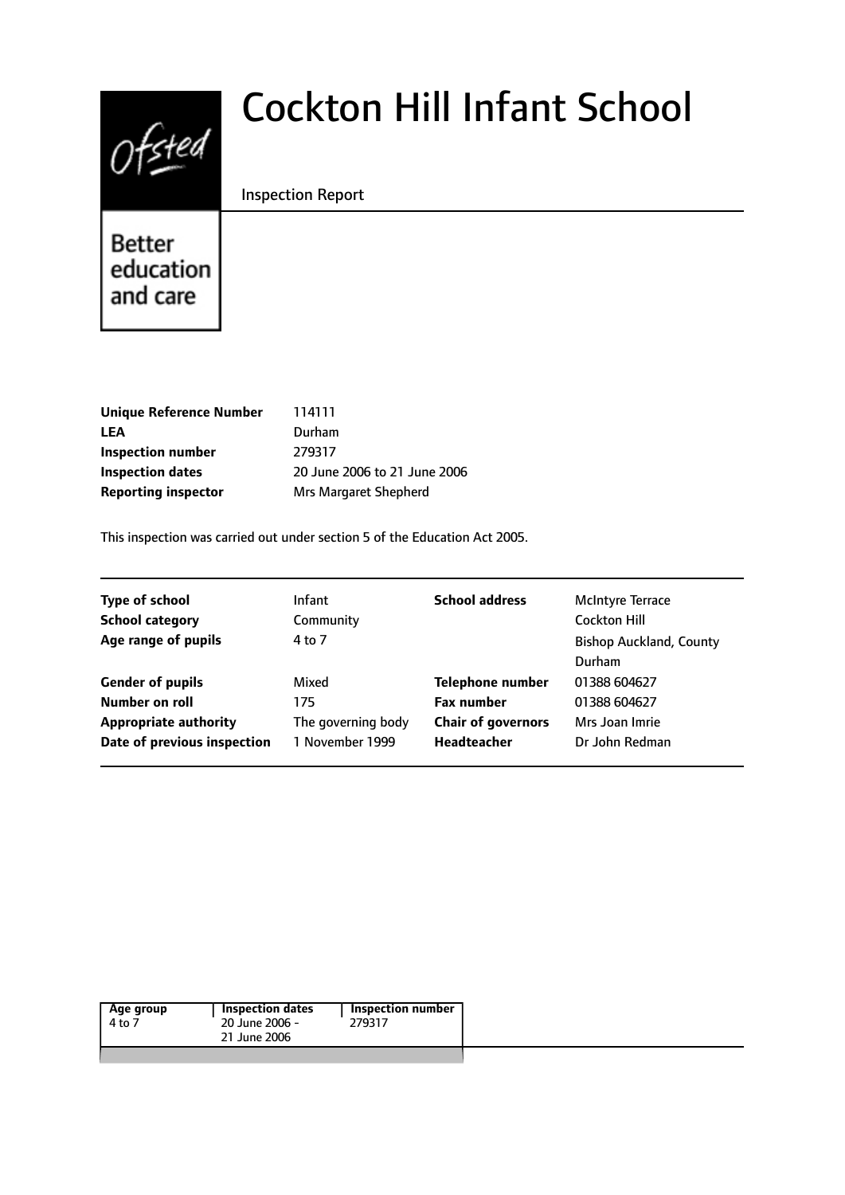# Cockton Hill Infant School

Inspection Report

Better education and care

| | |
|---|---|
| **Unique Reference Number** | 114111 |
| **LEA** | Durham |
| **Inspection number** | 279317 |
| **Inspection dates** | 20 June 2006 to 21 June 2006 |
| **Reporting inspector** | Mrs Margaret Shepherd |

This inspection was carried out under section 5 of the Education Act 2005.

| | | | |
|---|---|---|---|
| **Type of school** | Infant | **School address** | McIntyre Terrace |
| **School category** | Community | | Cockton Hill |
| **Age range of pupils** | 4 to 7 | | Bishop Auckland, County Durham |
| **Gender of pupils** | Mixed | **Telephone number** | 01388 604627 |
| **Number on roll** | 175 | **Fax number** | 01388 604627 |
| **Appropriate authority** | The governing body | **Chair of governors** | Mrs Joan Imrie |
| **Date of previous inspection** | 1 November 1999 | **Headteacher** | Dr John Redman |

| Age group | Inspection dates | Inspection number |
|---|---|---|
| 4 to 7 | 20 June 2006 - 21 June 2006 | 279317 |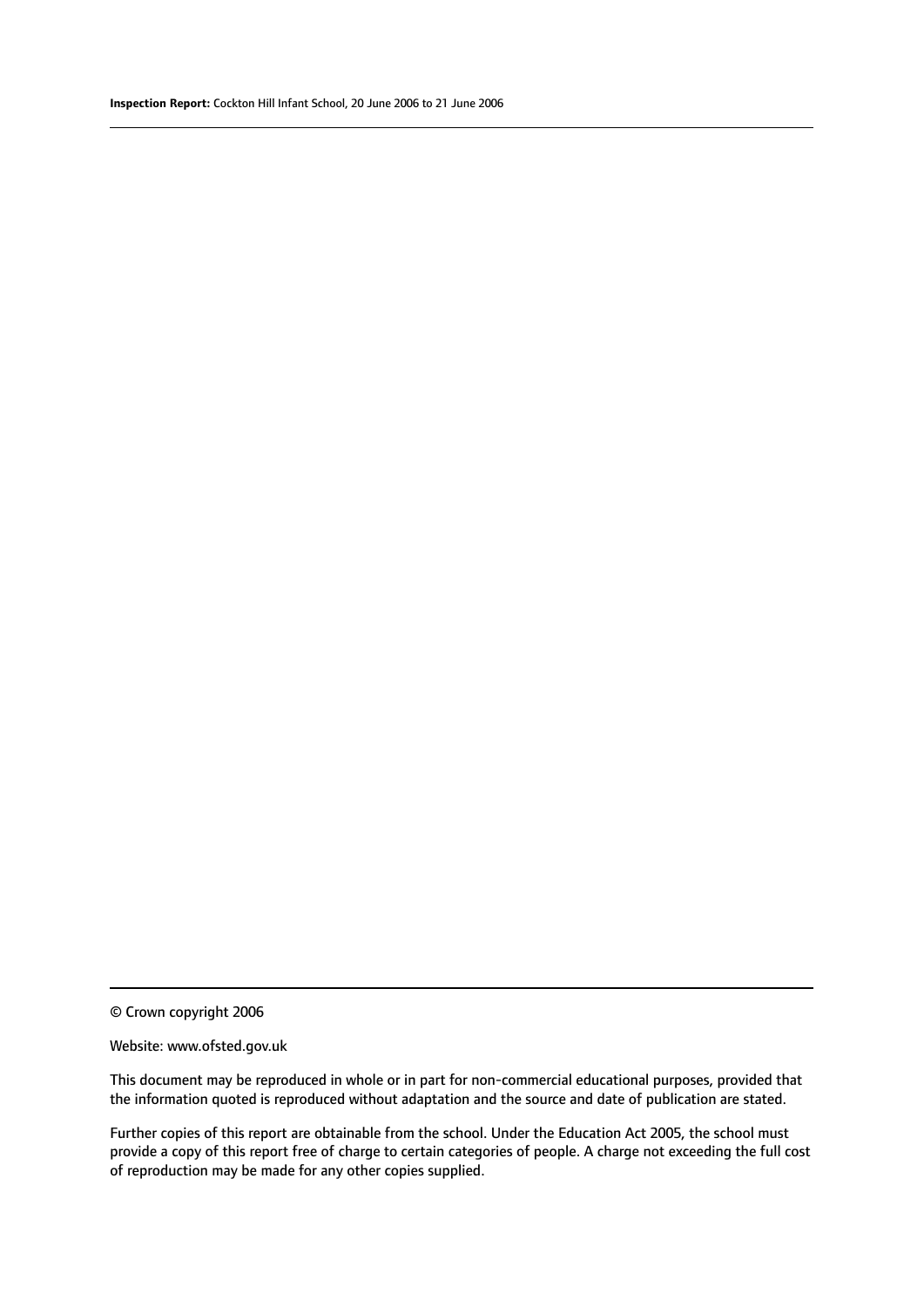© Crown copyright 2006

Website: www.ofsted.gov.uk

This document may be reproduced in whole or in part for non-commercial educational purposes, provided that the information quoted is reproduced without adaptation and the source and date of publication are stated.

Further copies of this report are obtainable from the school. Under the Education Act 2005, the school must provide a copy of this report free of charge to certain categories of people. A charge not exceeding the full cost of reproduction may be made for any other copies supplied.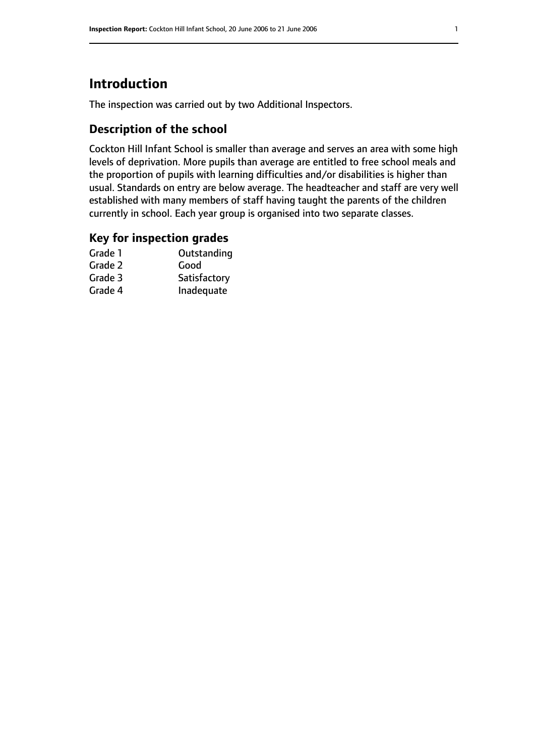# Introduction

The inspection was carried out by two Additional Inspectors.

## Description of the school

Cockton Hill Infant School is smaller than average and serves an area with some high levels of deprivation. More pupils than average are entitled to free school meals and the proportion of pupils with learning difficulties and/or disabilities is higher than usual. Standards on entry are below average. The headteacher and staff are very well established with many members of staff having taught the parents of the children currently in school. Each year group is organised into two separate classes.

## Key for inspection grades

| | |
|---|---|
| Grade 1 | Outstanding |
| Grade 2 | Good |
| Grade 3 | Satisfactory |
| Grade 4 | Inadequate |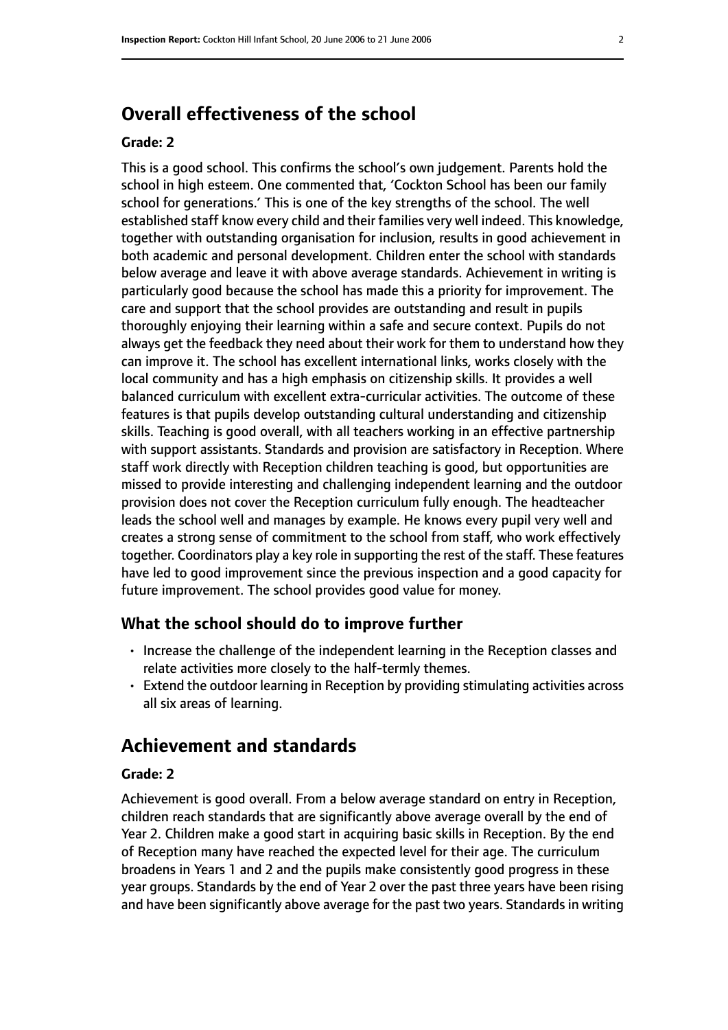## Overall effectiveness of the school

### Grade: 2

This is a good school. This confirms the school's own judgement. Parents hold the school in high esteem. One commented that, 'Cockton School has been our family school for generations.' This is one of the key strengths of the school. The well established staff know every child and their families very well indeed. This knowledge, together with outstanding organisation for inclusion, results in good achievement in both academic and personal development. Children enter the school with standards below average and leave it with above average standards. Achievement in writing is particularly good because the school has made this a priority for improvement. The care and support that the school provides are outstanding and result in pupils thoroughly enjoying their learning within a safe and secure context. Pupils do not always get the feedback they need about their work for them to understand how they can improve it. The school has excellent international links, works closely with the local community and has a high emphasis on citizenship skills. It provides a well balanced curriculum with excellent extra-curricular activities. The outcome of these features is that pupils develop outstanding cultural understanding and citizenship skills. Teaching is good overall, with all teachers working in an effective partnership with support assistants. Standards and provision are satisfactory in Reception. Where staff work directly with Reception children teaching is good, but opportunities are missed to provide interesting and challenging independent learning and the outdoor provision does not cover the Reception curriculum fully enough. The headteacher leads the school well and manages by example. He knows every pupil very well and creates a strong sense of commitment to the school from staff, who work effectively together. Coordinators play a key role in supporting the rest of the staff. These features have led to good improvement since the previous inspection and a good capacity for future improvement. The school provides good value for money.

### What the school should do to improve further

- Increase the challenge of the independent learning in the Reception classes and relate activities more closely to the half-termly themes.
- Extend the outdoor learning in Reception by providing stimulating activities across all six areas of learning.

## Achievement and standards

### Grade: 2

Achievement is good overall. From a below average standard on entry in Reception, children reach standards that are significantly above average overall by the end of Year 2. Children make a good start in acquiring basic skills in Reception. By the end of Reception many have reached the expected level for their age. The curriculum broadens in Years 1 and 2 and the pupils make consistently good progress in these year groups. Standards by the end of Year 2 over the past three years have been rising and have been significantly above average for the past two years. Standards in writing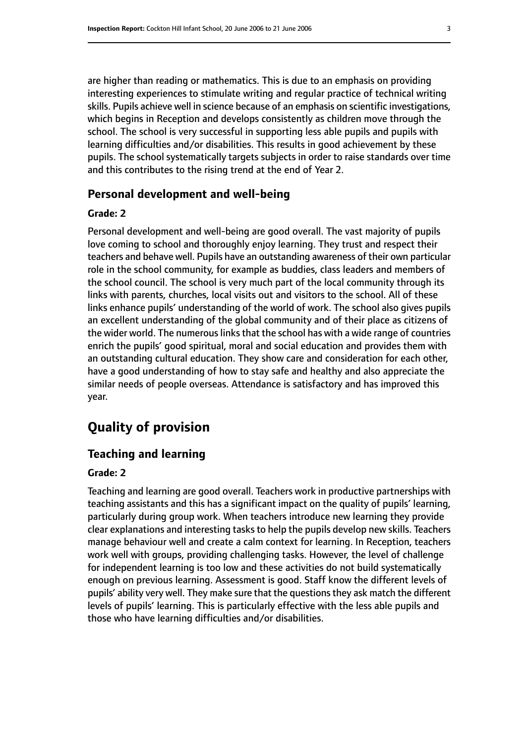are higher than reading or mathematics. This is due to an emphasis on providing interesting experiences to stimulate writing and regular practice of technical writing skills. Pupils achieve well in science because of an emphasis on scientific investigations, which begins in Reception and develops consistently as children move through the school. The school is very successful in supporting less able pupils and pupils with learning difficulties and/or disabilities. This results in good achievement by these pupils. The school systematically targets subjects in order to raise standards over time and this contributes to the rising trend at the end of Year 2.

### Personal development and well-being

#### Grade: 2

Personal development and well-being are good overall. The vast majority of pupils love coming to school and thoroughly enjoy learning. They trust and respect their teachers and behave well. Pupils have an outstanding awareness of their own particular role in the school community, for example as buddies, class leaders and members of the school council. The school is very much part of the local community through its links with parents, churches, local visits out and visitors to the school. All of these links enhance pupils' understanding of the world of work. The school also gives pupils an excellent understanding of the global community and of their place as citizens of the wider world. The numerous links that the school has with a wide range of countries enrich the pupils' good spiritual, moral and social education and provides them with an outstanding cultural education. They show care and consideration for each other, have a good understanding of how to stay safe and healthy and also appreciate the similar needs of people overseas. Attendance is satisfactory and has improved this year.

## Quality of provision

### Teaching and learning

#### Grade: 2

Teaching and learning are good overall. Teachers work in productive partnerships with teaching assistants and this has a significant impact on the quality of pupils' learning, particularly during group work. When teachers introduce new learning they provide clear explanations and interesting tasks to help the pupils develop new skills. Teachers manage behaviour well and create a calm context for learning. In Reception, teachers work well with groups, providing challenging tasks. However, the level of challenge for independent learning is too low and these activities do not build systematically enough on previous learning. Assessment is good. Staff know the different levels of pupils' ability very well. They make sure that the questions they ask match the different levels of pupils' learning. This is particularly effective with the less able pupils and those who have learning difficulties and/or disabilities.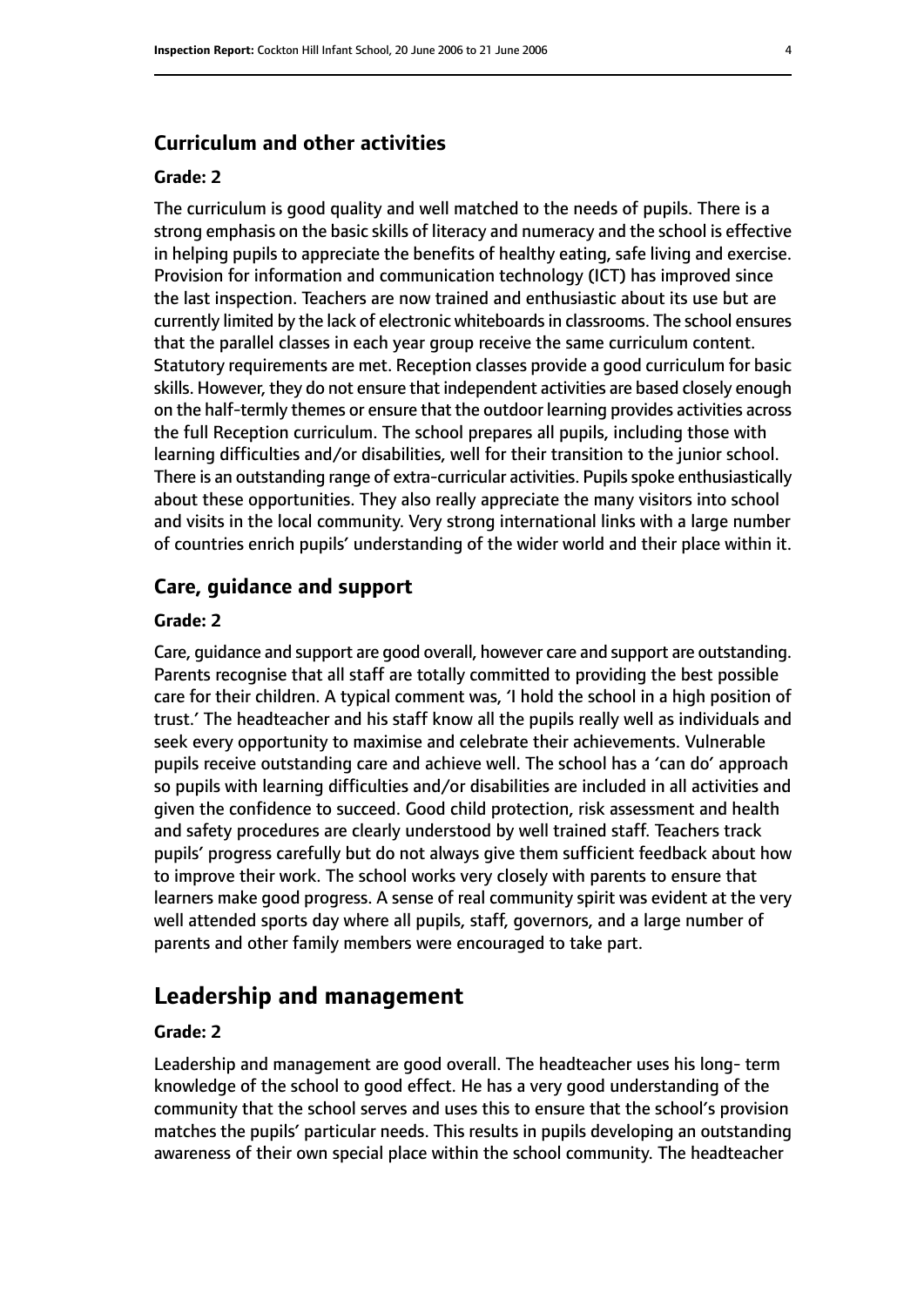### Curriculum and other activities

#### Grade: 2

The curriculum is good quality and well matched to the needs of pupils. There is a strong emphasis on the basic skills of literacy and numeracy and the school is effective in helping pupils to appreciate the benefits of healthy eating, safe living and exercise. Provision for information and communication technology (ICT) has improved since the last inspection. Teachers are now trained and enthusiastic about its use but are currently limited by the lack of electronic whiteboards in classrooms. The school ensures that the parallel classes in each year group receive the same curriculum content. Statutory requirements are met. Reception classes provide a good curriculum for basic skills. However, they do not ensure that independent activities are based closely enough on the half-termly themes or ensure that the outdoor learning provides activities across the full Reception curriculum. The school prepares all pupils, including those with learning difficulties and/or disabilities, well for their transition to the junior school. There is an outstanding range of extra-curricular activities. Pupils spoke enthusiastically about these opportunities. They also really appreciate the many visitors into school and visits in the local community. Very strong international links with a large number of countries enrich pupils' understanding of the wider world and their place within it.

### Care, guidance and support

#### Grade: 2

Care, guidance and support are good overall, however care and support are outstanding. Parents recognise that all staff are totally committed to providing the best possible care for their children. A typical comment was, 'I hold the school in a high position of trust.' The headteacher and his staff know all the pupils really well as individuals and seek every opportunity to maximise and celebrate their achievements. Vulnerable pupils receive outstanding care and achieve well. The school has a 'can do' approach so pupils with learning difficulties and/or disabilities are included in all activities and given the confidence to succeed. Good child protection, risk assessment and health and safety procedures are clearly understood by well trained staff. Teachers track pupils' progress carefully but do not always give them sufficient feedback about how to improve their work. The school works very closely with parents to ensure that learners make good progress. A sense of real community spirit was evident at the very well attended sports day where all pupils, staff, governors, and a large number of parents and other family members were encouraged to take part.

## Leadership and management

#### Grade: 2

Leadership and management are good overall. The headteacher uses his long- term knowledge of the school to good effect. He has a very good understanding of the community that the school serves and uses this to ensure that the school's provision matches the pupils' particular needs. This results in pupils developing an outstanding awareness of their own special place within the school community. The headteacher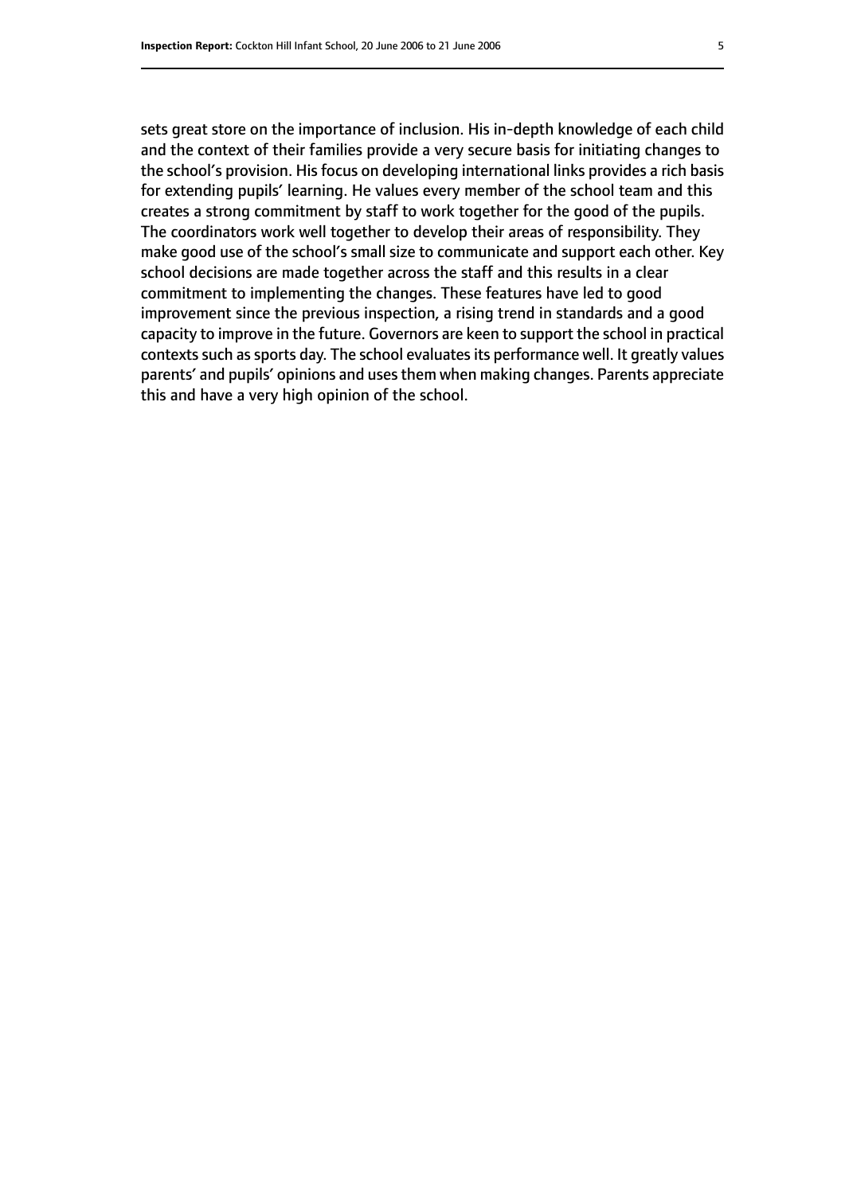sets great store on the importance of inclusion. His in-depth knowledge of each child and the context of their families provide a very secure basis for initiating changes to the school's provision. His focus on developing international links provides a rich basis for extending pupils' learning. He values every member of the school team and this creates a strong commitment by staff to work together for the good of the pupils. The coordinators work well together to develop their areas of responsibility. They make good use of the school's small size to communicate and support each other. Key school decisions are made together across the staff and this results in a clear commitment to implementing the changes. These features have led to good improvement since the previous inspection, a rising trend in standards and a good capacity to improve in the future. Governors are keen to support the school in practical contexts such as sports day. The school evaluates its performance well. It greatly values parents' and pupils' opinions and uses them when making changes. Parents appreciate this and have a very high opinion of the school.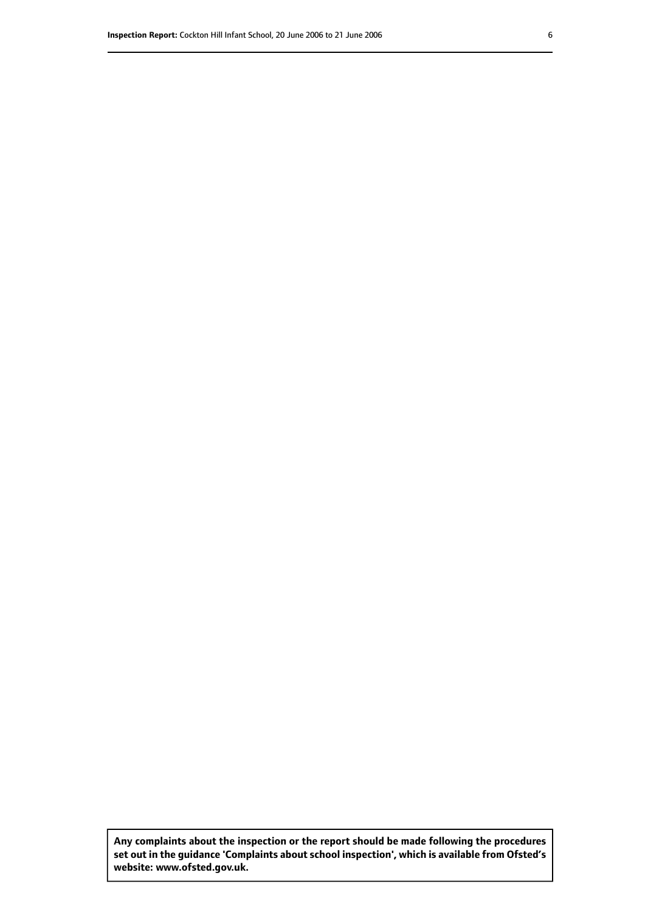**Any complaints about the inspection or the report should be made following the procedures set out in the guidance 'Complaints about school inspection', which is available from Ofsted's website: www.ofsted.gov.uk.**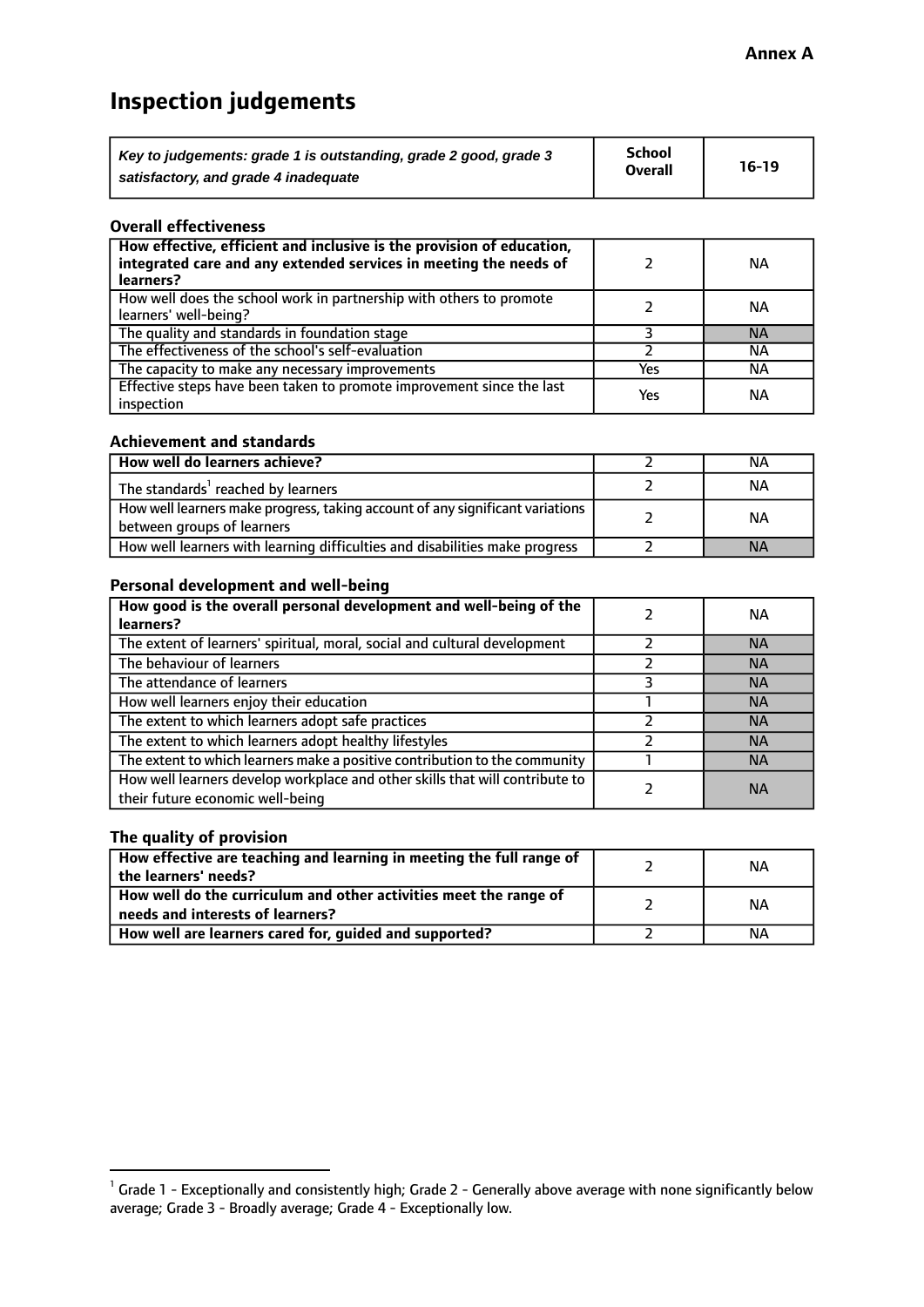**Annex A**

# Inspection judgements

| *Key to judgements: grade 1 is outstanding, grade 2 good, grade 3 satisfactory, and grade 4 inadequate* | School Overall | 16-19 |
|---|---|---|

### Overall effectiveness

| | | |
|---|---|---|
| **How effective, efficient and inclusive is the provision of education, integrated care and any extended services in meeting the needs of learners?** | 2 | NA |
| How well does the school work in partnership with others to promote learners' well-being? | 2 | NA |
| The quality and standards in foundation stage | 3 | NA |
| The effectiveness of the school's self-evaluation | 2 | NA |
| The capacity to make any necessary improvements | Yes | NA |
| Effective steps have been taken to promote improvement since the last inspection | Yes | NA |

### Achievement and standards

| | | |
|---|---|---|
| **How well do learners achieve?** | 2 | NA |
| The standards[1] reached by learners | 2 | NA |
| How well learners make progress, taking account of any significant variations between groups of learners | 2 | NA |
| How well learners with learning difficulties and disabilities make progress | 2 | NA |

### Personal development and well-being

| | | |
|---|---|---|
| **How good is the overall personal development and well-being of the learners?** | 2 | NA |
| The extent of learners' spiritual, moral, social and cultural development | 2 | NA |
| The behaviour of learners | 2 | NA |
| The attendance of learners | 3 | NA |
| How well learners enjoy their education | 1 | NA |
| The extent to which learners adopt safe practices | 2 | NA |
| The extent to which learners adopt healthy lifestyles | 2 | NA |
| The extent to which learners make a positive contribution to the community | 1 | NA |
| How well learners develop workplace and other skills that will contribute to their future economic well-being | 2 | NA |

### The quality of provision

| | | |
|---|---|---|
| **How effective are teaching and learning in meeting the full range of the learners' needs?** | 2 | NA |
| **How well do the curriculum and other activities meet the range of needs and interests of learners?** | 2 | NA |
| **How well are learners cared for, guided and supported?** | 2 | NA |

[1] Grade 1 - Exceptionally and consistently high; Grade 2 - Generally above average with none significantly below average; Grade 3 - Broadly average; Grade 4 - Exceptionally low.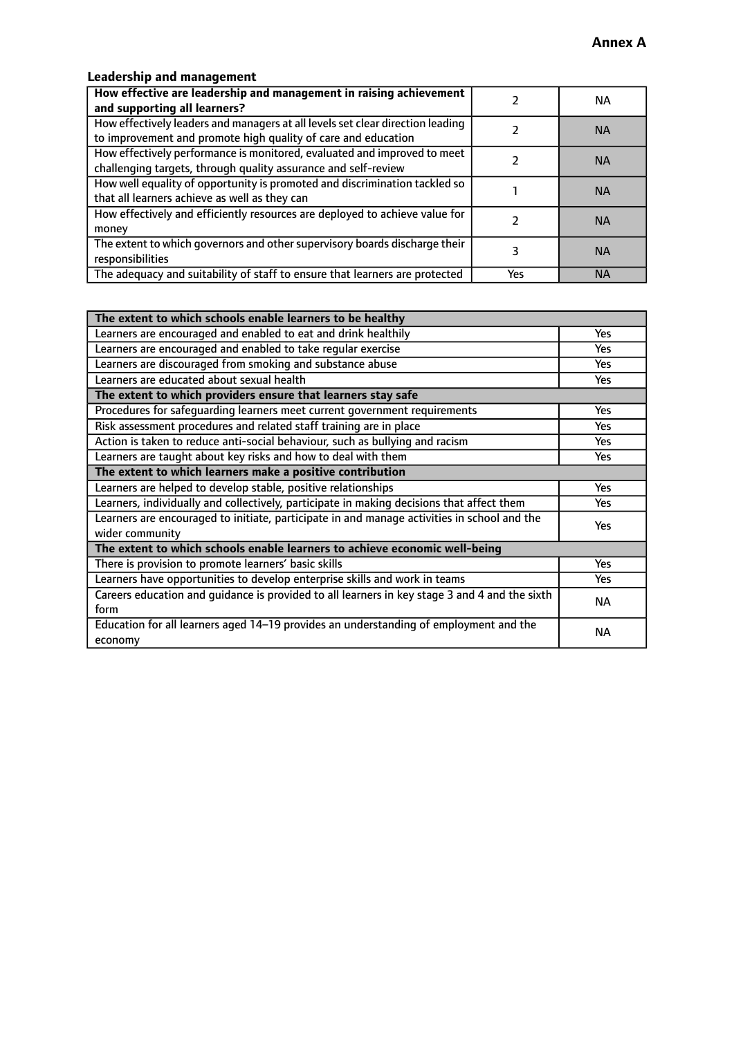## Leadership and management

| How effective are leadership and management in raising achievement and supporting all learners? | 2 | NA |
|---|---|---|
| How effectively leaders and managers at all levels set clear direction leading to improvement and promote high quality of care and education | 2 | NA |
| How effectively performance is monitored, evaluated and improved to meet challenging targets, through quality assurance and self-review | 2 | NA |
| How well equality of opportunity is promoted and discrimination tackled so that all learners achieve as well as they can | 1 | NA |
| How effectively and efficiently resources are deployed to achieve value for money | 2 | NA |
| The extent to which governors and other supervisory boards discharge their responsibilities | 3 | NA |
| The adequacy and suitability of staff to ensure that learners are protected | Yes | NA |

| **The extent to which schools enable learners to be healthy** | |
|---|---|
| Learners are encouraged and enabled to eat and drink healthily | Yes |
| Learners are encouraged and enabled to take regular exercise | Yes |
| Learners are discouraged from smoking and substance abuse | Yes |
| Learners are educated about sexual health | Yes |
| **The extent to which providers ensure that learners stay safe** | |
| Procedures for safeguarding learners meet current government requirements | Yes |
| Risk assessment procedures and related staff training are in place | Yes |
| Action is taken to reduce anti-social behaviour, such as bullying and racism | Yes |
| Learners are taught about key risks and how to deal with them | Yes |
| **The extent to which learners make a positive contribution** | |
| Learners are helped to develop stable, positive relationships | Yes |
| Learners, individually and collectively, participate in making decisions that affect them | Yes |
| Learners are encouraged to initiate, participate in and manage activities in school and the wider community | Yes |
| **The extent to which schools enable learners to achieve economic well-being** | |
| There is provision to promote learners' basic skills | Yes |
| Learners have opportunities to develop enterprise skills and work in teams | Yes |
| Careers education and guidance is provided to all learners in key stage 3 and 4 and the sixth form | NA |
| Education for all learners aged 14–19 provides an understanding of employment and the economy | NA |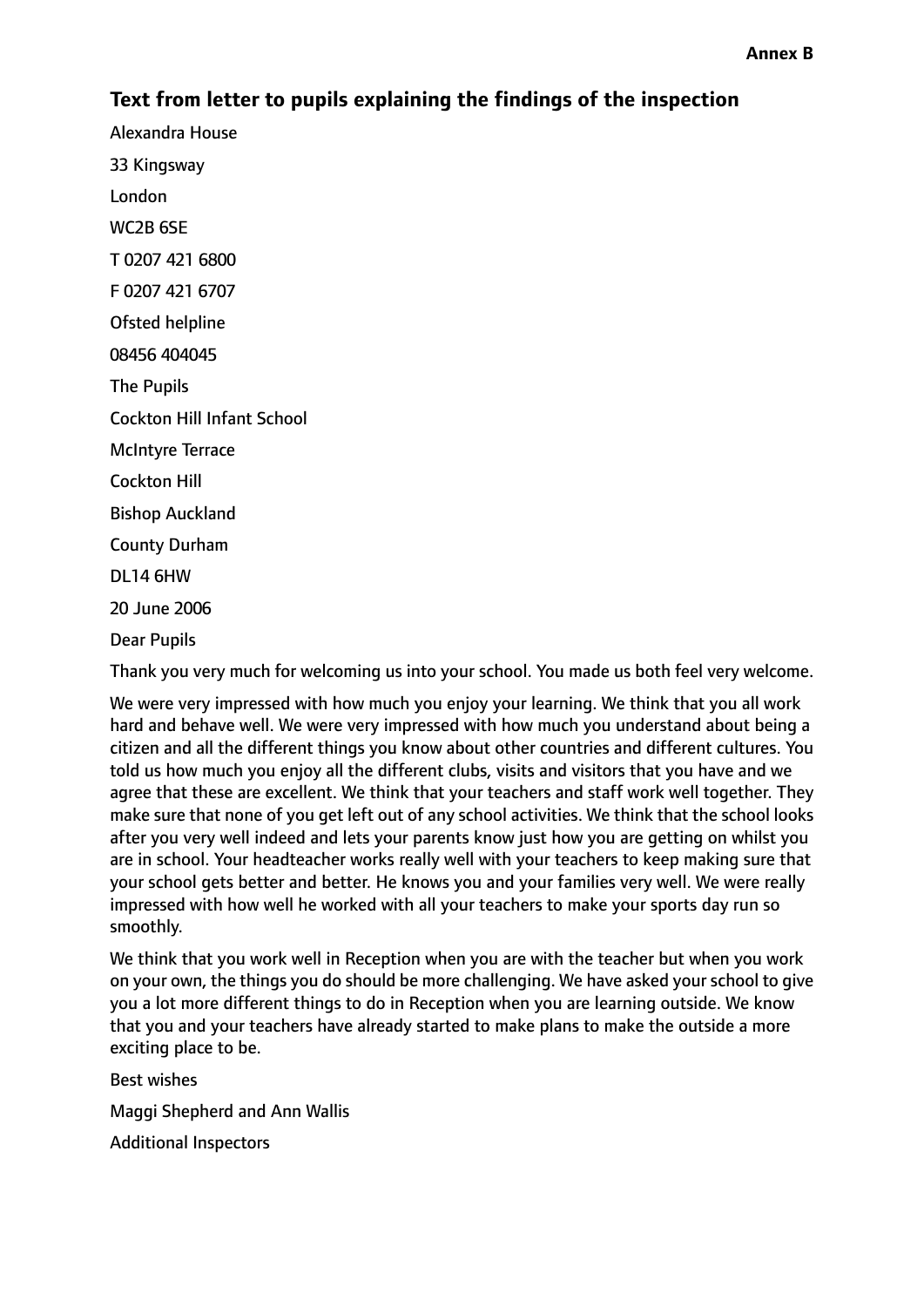**Annex B**

## Text from letter to pupils explaining the findings of the inspection

Alexandra House

33 Kingsway

London

WC2B 6SE

T 0207 421 6800

F 0207 421 6707

Ofsted helpline

08456 404045

The Pupils

Cockton Hill Infant School

McIntyre Terrace

Cockton Hill

Bishop Auckland

County Durham

DL14 6HW

20 June 2006

Dear Pupils

Thank you very much for welcoming us into your school. You made us both feel very welcome.

We were very impressed with how much you enjoy your learning. We think that you all work hard and behave well. We were very impressed with how much you understand about being a citizen and all the different things you know about other countries and different cultures. You told us how much you enjoy all the different clubs, visits and visitors that you have and we agree that these are excellent. We think that your teachers and staff work well together. They make sure that none of you get left out of any school activities. We think that the school looks after you very well indeed and lets your parents know just how you are getting on whilst you are in school. Your headteacher works really well with your teachers to keep making sure that your school gets better and better. He knows you and your families very well. We were really impressed with how well he worked with all your teachers to make your sports day run so smoothly.

We think that you work well in Reception when you are with the teacher but when you work on your own, the things you do should be more challenging. We have asked your school to give you a lot more different things to do in Reception when you are learning outside. We know that you and your teachers have already started to make plans to make the outside a more exciting place to be.

Best wishes

Maggi Shepherd and Ann Wallis

Additional Inspectors